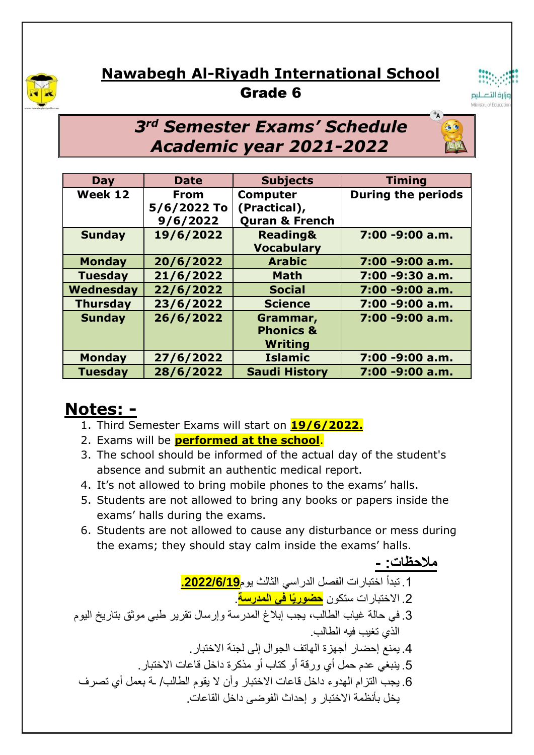# Nawabegh Al-Riyadh International School

## Grade 6

## 3rd Semester Exams' Schedule Academic year 2021-2022

| Day | Date | Subjects | Timing |
|---|---|---|---|
| Week 12 | From 5/6/2022 To 9/6/2022 | Computer (Practical), Quran & French | During the periods |
| Sunday | 19/6/2022 | Reading& Vocabulary | 7:00 -9:00 a.m. |
| Monday | 20/6/2022 | Arabic | 7:00 -9:00 a.m. |
| Tuesday | 21/6/2022 | Math | 7:00 -9:30 a.m. |
| Wednesday | 22/6/2022 | Social | 7:00 -9:00 a.m. |
| Thursday | 23/6/2022 | Science | 7:00 -9:00 a.m. |
| Sunday | 26/6/2022 | Grammar, Phonics & Writing | 7:00 -9:00 a.m. |
| Monday | 27/6/2022 | Islamic | 7:00 -9:00 a.m. |
| Tuesday | 28/6/2022 | Saudi History | 7:00 -9:00 a.m. |

## Notes: -

1. Third Semester Exams will start on **19/6/2022.**
2. Exams will be **performed at the school**.
3. The school should be informed of the actual day of the student's absence and submit an authentic medical report.
4. It's not allowed to bring mobile phones to the exams' halls.
5. Students are not allowed to bring any books or papers inside the exams' halls during the exams.
6. Students are not allowed to cause any disturbance or mess during the exams; they should stay calm inside the exams' halls.

## ملاحظات: -

1. تبدأ اختبارات الفصل الدراسي الثالث يوم **2022/6/19.**
2. الاختبارات ستكون **حضوريًا في المدرسة**.
3. في حالة غياب الطالب، يجب إبلاغ المدرسة وإرسال تقرير طبي موثق بتاريخ اليوم الذي تغيب فيه الطالب.
4. يمنع إحضار أجهزة الهاتف الجوال إلى لجنة الاختبار.
5. ينبغي عدم حمل أي ورقة أو كتاب أو مذكرة داخل قاعات الاختبار.
6. يجب التزام الهدوء داخل قاعات الاختبار وأن لا يقوم الطالب/ ـة بعمل أي تصرف يخل بأنظمة الاختبار و إحداث الفوضى داخل القاعات.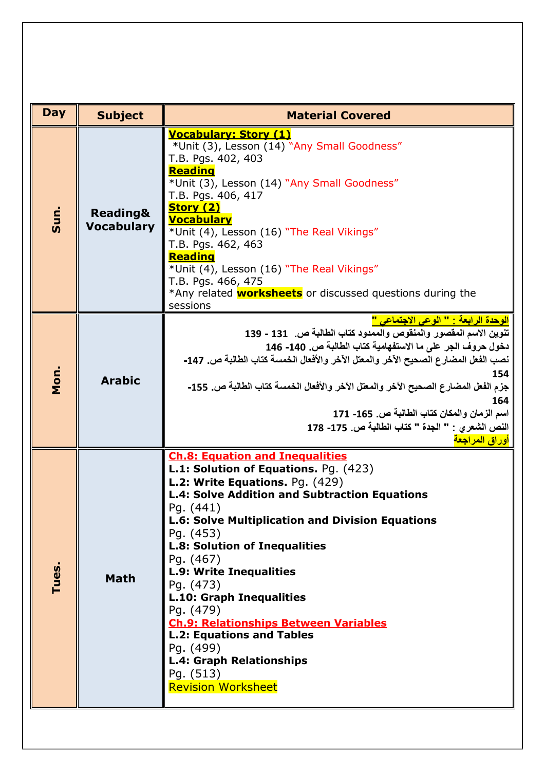| Day | Subject | Material Covered |
| --- | --- | --- |
| Sun. | Reading& Vocabulary | **Vocabulary: Story (1)**<br>*Unit (3), Lesson (14) "Any Small Goodness"<br>T.B. Pgs. 402, 403<br>**Reading**<br>*Unit (3), Lesson (14) "Any Small Goodness"<br>T.B. Pgs. 406, 417<br>**Story (2)**<br>**Vocabulary**<br>*Unit (4), Lesson (16) "The Real Vikings"<br>T.B. Pgs. 462, 463<br>**Reading**<br>*Unit (4), Lesson (16) "The Real Vikings"<br>T.B. Pgs. 466, 475<br>*Any related **worksheets** or discussed questions during the sessions |
| Mon. | Arabic | **الوحدة الرابعة : " الوعي الاجتماعي "**<br>**تنوين الاسم المقصور والمنقوص والممدود كتاب الطالبة ص. 131 - 139**<br>**دخول حروف الجر على ما الاستفهامية كتاب الطالبة ص. 140- 146**<br>**نصب الفعل المضارع الصحيح الآخر والمعتل الآخر والأفعال الخمسة كتاب الطالبة ص. 147- 154**<br>**جزم الفعل المضارع الصحيح الآخر والمعتل الآخر والأفعال الخمسة كتاب الطالبة ص. 155- 164**<br>**اسم الزمان والمكان كتاب الطالبة ص. 165- 171**<br>**النص الشعري : " الجدة " كتاب الطالبة ص. 175- 178**<br>**أوراق المراجعة** |
| Tues. | Math | **Ch.8: Equation and Inequalities**<br>**L.1: Solution of Equations.** Pg. (423)<br>**L.2: Write Equations.** Pg. (429)<br>**L.4: Solve Addition and Subtraction Equations**<br>Pg. (441)<br>**L.6: Solve Multiplication and Division Equations**<br>Pg. (453)<br>**L.8: Solution of Inequalities**<br>Pg. (467)<br>**L.9: Write Inequalities**<br>Pg. (473)<br>**L.10: Graph Inequalities**<br>Pg. (479)<br>**Ch.9: Relationships Between Variables**<br>**L.2: Equations and Tables**<br>Pg. (499)<br>**L.4: Graph Relationships**<br>Pg. (513)<br>Revision Worksheet |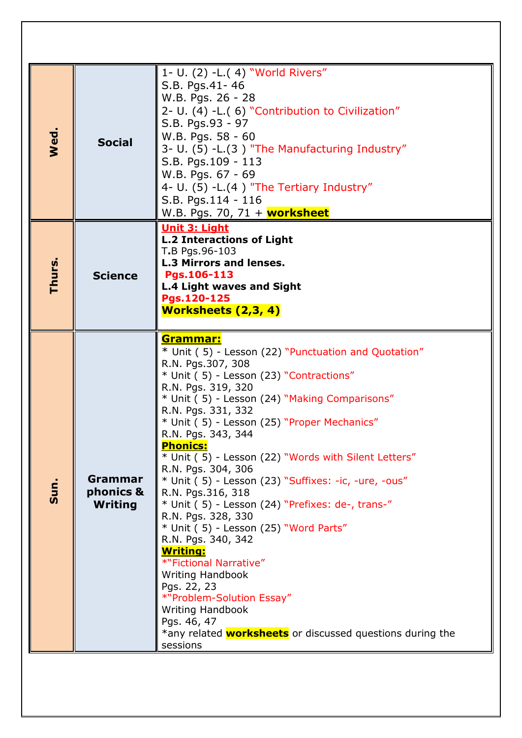| | | |
|---|---|---|
| **Wed.** | **Social** | 1- U. (2) -L.( 4) "World Rivers"<br>S.B. Pgs.41- 46<br>W.B. Pgs. 26 - 28<br>2- U. (4) -L.( 6) "Contribution to Civilization"<br>S.B. Pgs.93 - 97<br>W.B. Pgs. 58 - 60<br>3- U. (5) -L.(3 ) "The Manufacturing Industry"<br>S.B. Pgs.109 - 113<br>W.B. Pgs. 67 - 69<br>4- U. (5) -L.(4 ) "The Tertiary Industry"<br>S.B. Pgs.114 - 116<br>W.B. Pgs. 70, 71 + **worksheet** |
| **Thurs.** | **Science** | **Unit 3: Light**<br>**L.2 Interactions of Light**<br>T.B Pgs.96-103<br>**L.3 Mirrors and lenses.**<br>**Pgs.106-113**<br>**L.4 Light waves and Sight**<br>**Pgs.120-125**<br>**Worksheets (2,3, 4)** |
| **Sun.** | **Grammar phonics & Writing** | **Grammar:**<br>* Unit ( 5) - Lesson (22) "Punctuation and Quotation"<br>R.N. Pgs.307, 308<br>* Unit ( 5) - Lesson (23) "Contractions"<br>R.N. Pgs. 319, 320<br>* Unit ( 5) - Lesson (24) "Making Comparisons"<br>R.N. Pgs. 331, 332<br>* Unit ( 5) - Lesson (25) "Proper Mechanics"<br>R.N. Pgs. 343, 344<br>**Phonics:**<br>* Unit ( 5) - Lesson (22) "Words with Silent Letters"<br>R.N. Pgs. 304, 306<br>* Unit ( 5) - Lesson (23) "Suffixes: -ic, -ure, -ous"<br>R.N. Pgs.316, 318<br>* Unit ( 5) - Lesson (24) "Prefixes: de-, trans-"<br>R.N. Pgs. 328, 330<br>* Unit ( 5) - Lesson (25) "Word Parts"<br>R.N. Pgs. 340, 342<br>**Writing:**<br>*"Fictional Narrative"<br>Writing Handbook<br>Pgs. 22, 23<br>*"Problem-Solution Essay"<br>Writing Handbook<br>Pgs. 46, 47<br>*any related **worksheets** or discussed questions during the sessions |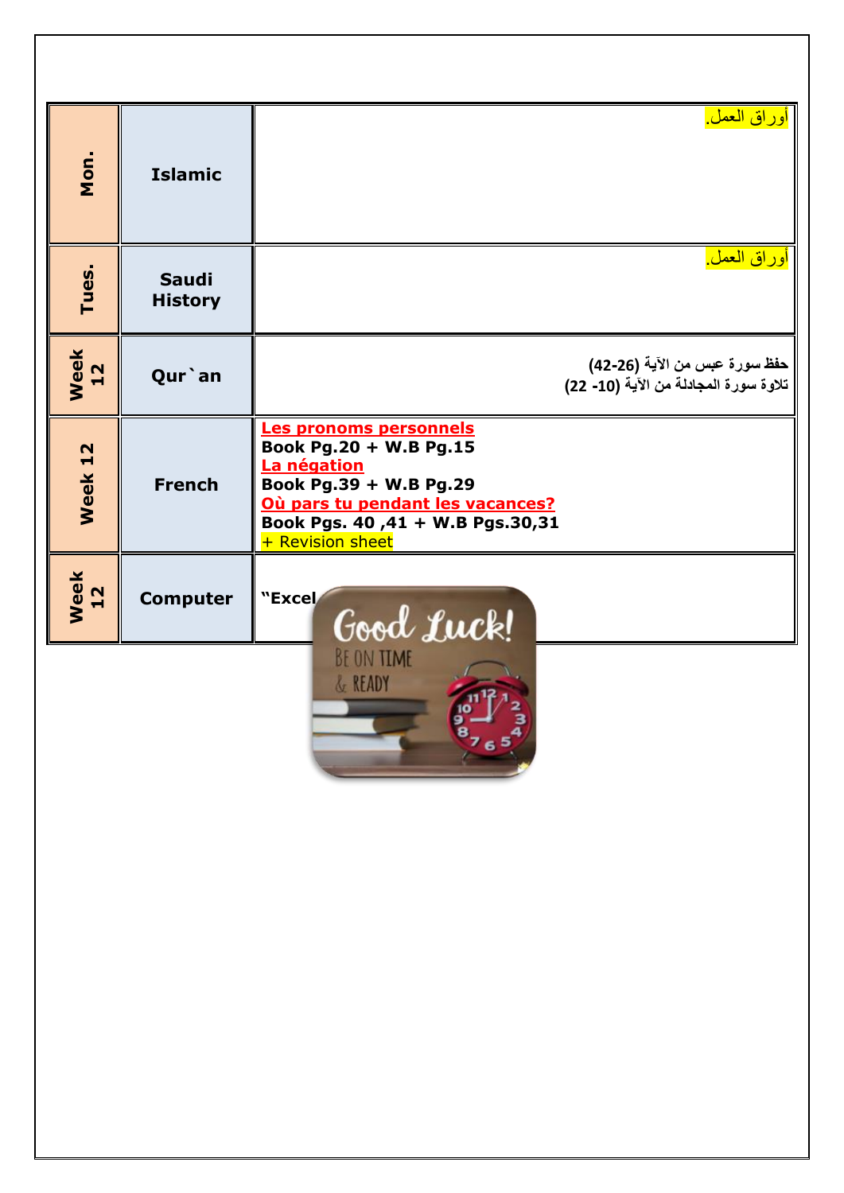| | | |
|---|---|---|
| Mon. | Islamic | أوراق العمل. |
| Tues. | Saudi History | أوراق العمل. |
| Week 12 | Qur`an | حفظ سورة عبس من الآية (26-42)<br>تلاوة سورة المجادلة من الآية (10- 22) |
| Week 12 | French | **Les pronoms personnels**<br>**Book Pg.20 + W.B Pg.15**<br>**La négation**<br>**Book Pg.39 + W.B Pg.29**<br>**Où pars tu pendant les vacances?**<br>**Book Pgs. 40 ,41 + W.B Pgs.30,31**<br>+ Revision sheet |
| Week 12 | Computer | **"Excel** |

Good Luck!
BE ON TIME
& READY